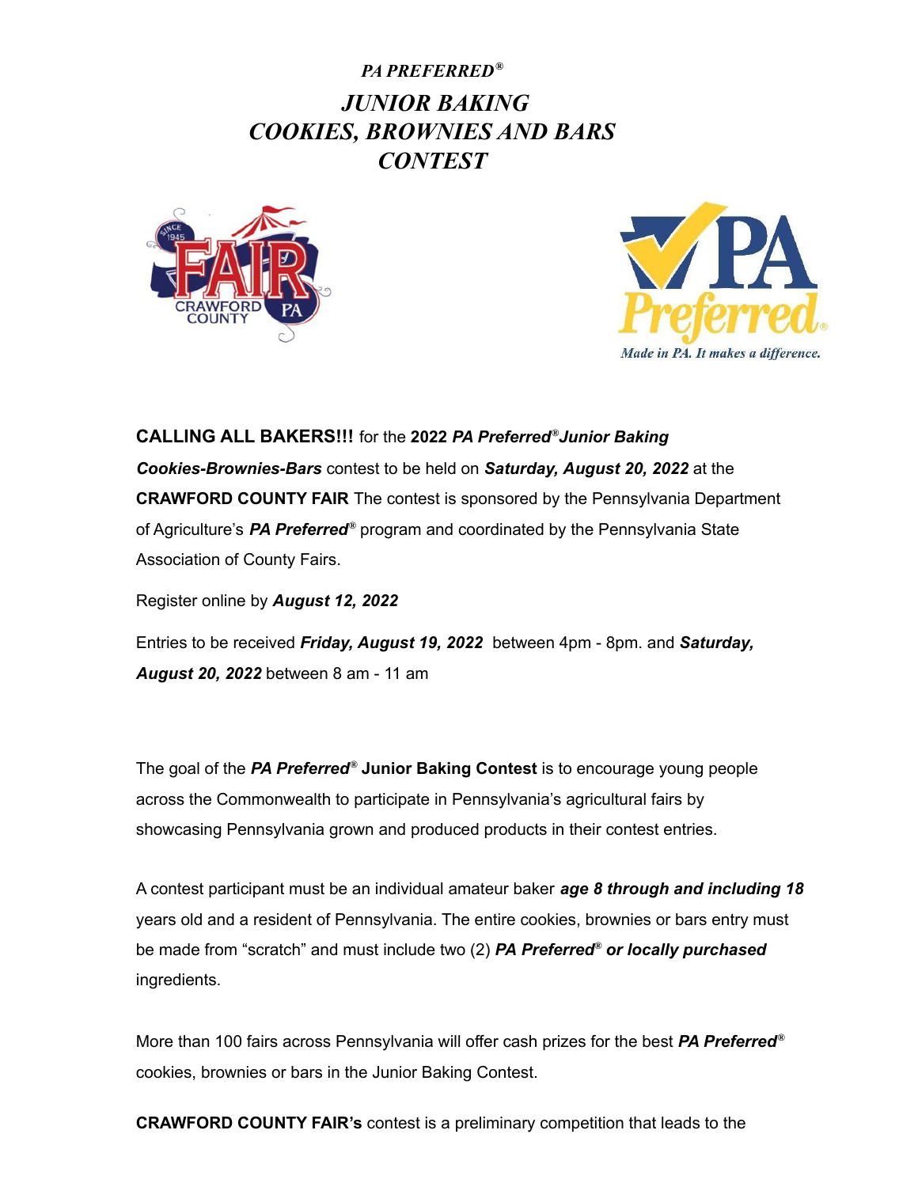# *PA PREFERRED®*

# *JUNIOR BAKING COOKIES, BROWNIES AND BARS CONTEST*

**CALLING ALL BAKERS!!!** for the **2022 *PA Preferred®Junior Baking Cookies-Brownies-Bars*** contest to be held on ***Saturday, August 20, 2022*** at the **CRAWFORD COUNTY FAIR** The contest is sponsored by the Pennsylvania Department of Agriculture's ***PA Preferred®*** program and coordinated by the Pennsylvania State Association of County Fairs.

Register online by ***August 12, 2022***

Entries to be received ***Friday, August 19, 2022*** between 4pm - 8pm. and ***Saturday, August 20, 2022*** between 8 am - 11 am

The goal of the ***PA Preferred®*** **Junior Baking Contest** is to encourage young people across the Commonwealth to participate in Pennsylvania's agricultural fairs by showcasing Pennsylvania grown and produced products in their contest entries.

A contest participant must be an individual amateur baker ***age 8 through and including 18*** years old and a resident of Pennsylvania. The entire cookies, brownies or bars entry must be made from "scratch" and must include two (2) ***PA Preferred® or locally purchased*** ingredients.

More than 100 fairs across Pennsylvania will offer cash prizes for the best ***PA Preferred®*** cookies, brownies or bars in the Junior Baking Contest.

**CRAWFORD COUNTY FAIR's** contest is a preliminary competition that leads to the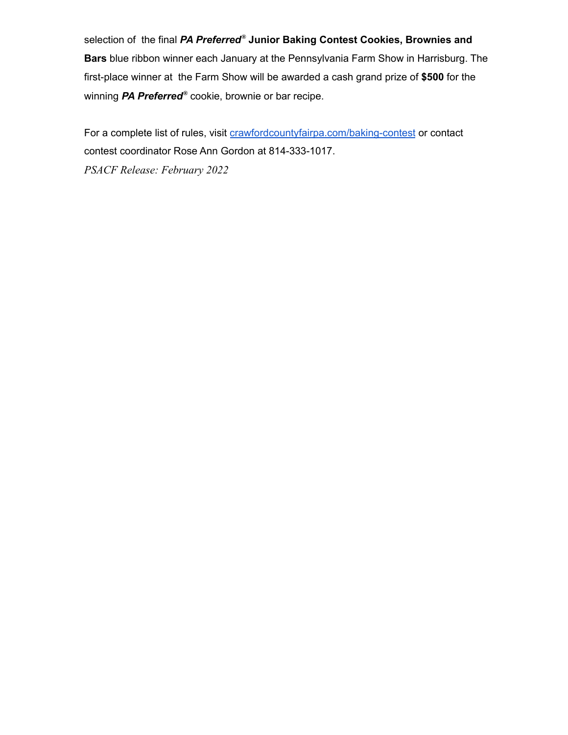selection of the final ***PA Preferred*® Junior Baking Contest Cookies, Brownies and Bars** blue ribbon winner each January at the Pennsylvania Farm Show in Harrisburg. The first-place winner at the Farm Show will be awarded a cash grand prize of **$500** for the winning ***PA Preferred*®** cookie, brownie or bar recipe.

For a complete list of rules, visit [crawfordcountyfairpa.com/baking-contest](crawfordcountyfairpa.com/baking-contest) or contact contest coordinator Rose Ann Gordon at 814-333-1017.

*PSACF Release: February 2022*